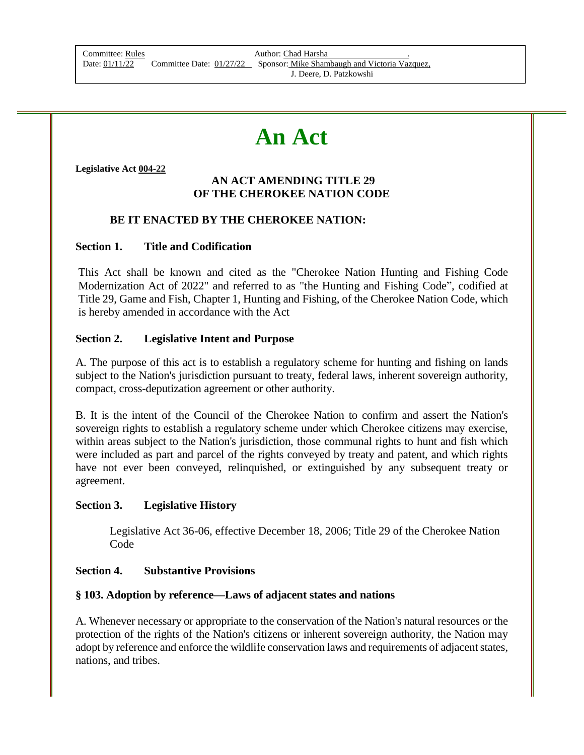Committee: Rules
Date: 01/11/22 Committee Date: 01/27/22
Author: Chad Harsha
Sponsor: Mike Shambaugh and Victoria Vazquez, J. Deere, D. Patzkowshi

# An Act

**Legislative Act 004-22**

**AN ACT AMENDING TITLE 29
OF THE CHEROKEE NATION CODE**

**BE IT ENACTED BY THE CHEROKEE NATION:**

**Section 1. Title and Codification**

This Act shall be known and cited as the "Cherokee Nation Hunting and Fishing Code Modernization Act of 2022" and referred to as "the Hunting and Fishing Code", codified at Title 29, Game and Fish, Chapter 1, Hunting and Fishing, of the Cherokee Nation Code, which is hereby amended in accordance with the Act

**Section 2. Legislative Intent and Purpose**

A. The purpose of this act is to establish a regulatory scheme for hunting and fishing on lands subject to the Nation's jurisdiction pursuant to treaty, federal laws, inherent sovereign authority, compact, cross-deputization agreement or other authority.

B. It is the intent of the Council of the Cherokee Nation to confirm and assert the Nation's sovereign rights to establish a regulatory scheme under which Cherokee citizens may exercise, within areas subject to the Nation's jurisdiction, those communal rights to hunt and fish which were included as part and parcel of the rights conveyed by treaty and patent, and which rights have not ever been conveyed, relinquished, or extinguished by any subsequent treaty or agreement.

**Section 3. Legislative History**

Legislative Act 36-06, effective December 18, 2006; Title 29 of the Cherokee Nation Code

**Section 4. Substantive Provisions**

**§ 103. Adoption by reference—Laws of adjacent states and nations**

A. Whenever necessary or appropriate to the conservation of the Nation's natural resources or the protection of the rights of the Nation's citizens or inherent sovereign authority, the Nation may adopt by reference and enforce the wildlife conservation laws and requirements of adjacent states, nations, and tribes.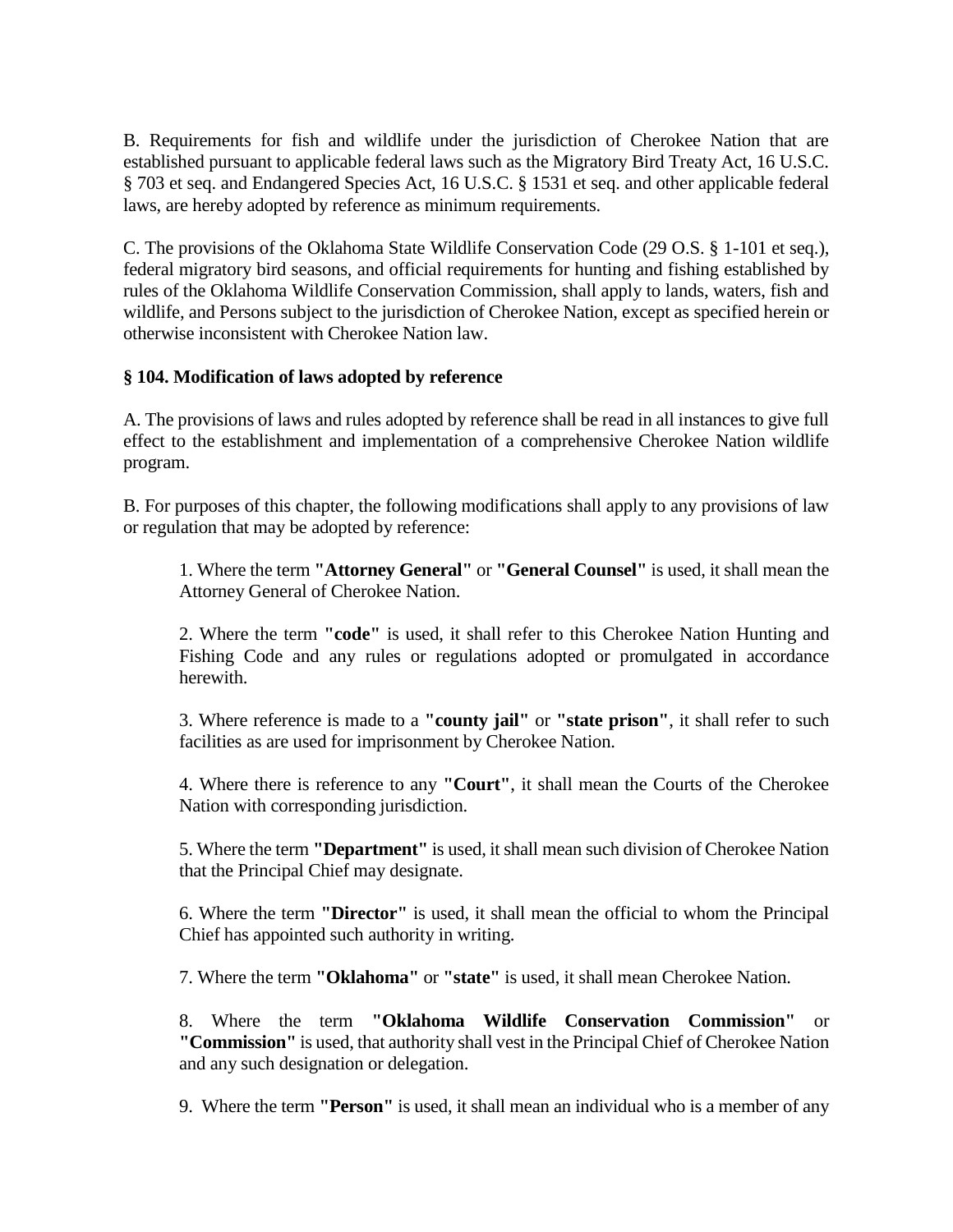B. Requirements for fish and wildlife under the jurisdiction of Cherokee Nation that are established pursuant to applicable federal laws such as the Migratory Bird Treaty Act, 16 U.S.C. § 703 et seq. and Endangered Species Act, 16 U.S.C. § 1531 et seq. and other applicable federal laws, are hereby adopted by reference as minimum requirements.

C. The provisions of the Oklahoma State Wildlife Conservation Code (29 O.S. § 1-101 et seq.), federal migratory bird seasons, and official requirements for hunting and fishing established by rules of the Oklahoma Wildlife Conservation Commission, shall apply to lands, waters, fish and wildlife, and Persons subject to the jurisdiction of Cherokee Nation, except as specified herein or otherwise inconsistent with Cherokee Nation law.

### § 104. Modification of laws adopted by reference

A. The provisions of laws and rules adopted by reference shall be read in all instances to give full effect to the establishment and implementation of a comprehensive Cherokee Nation wildlife program.

B. For purposes of this chapter, the following modifications shall apply to any provisions of law or regulation that may be adopted by reference:

1. Where the term **"Attorney General"** or **"General Counsel"** is used, it shall mean the Attorney General of Cherokee Nation.

2. Where the term **"code"** is used, it shall refer to this Cherokee Nation Hunting and Fishing Code and any rules or regulations adopted or promulgated in accordance herewith.

3. Where reference is made to a **"county jail"** or **"state prison"**, it shall refer to such facilities as are used for imprisonment by Cherokee Nation.

4. Where there is reference to any **"Court"**, it shall mean the Courts of the Cherokee Nation with corresponding jurisdiction.

5. Where the term **"Department"** is used, it shall mean such division of Cherokee Nation that the Principal Chief may designate.

6. Where the term **"Director"** is used, it shall mean the official to whom the Principal Chief has appointed such authority in writing.

7. Where the term **"Oklahoma"** or **"state"** is used, it shall mean Cherokee Nation.

8. Where the term **"Oklahoma Wildlife Conservation Commission"** or **"Commission"** is used, that authority shall vest in the Principal Chief of Cherokee Nation and any such designation or delegation.

9. Where the term **"Person"** is used, it shall mean an individual who is a member of any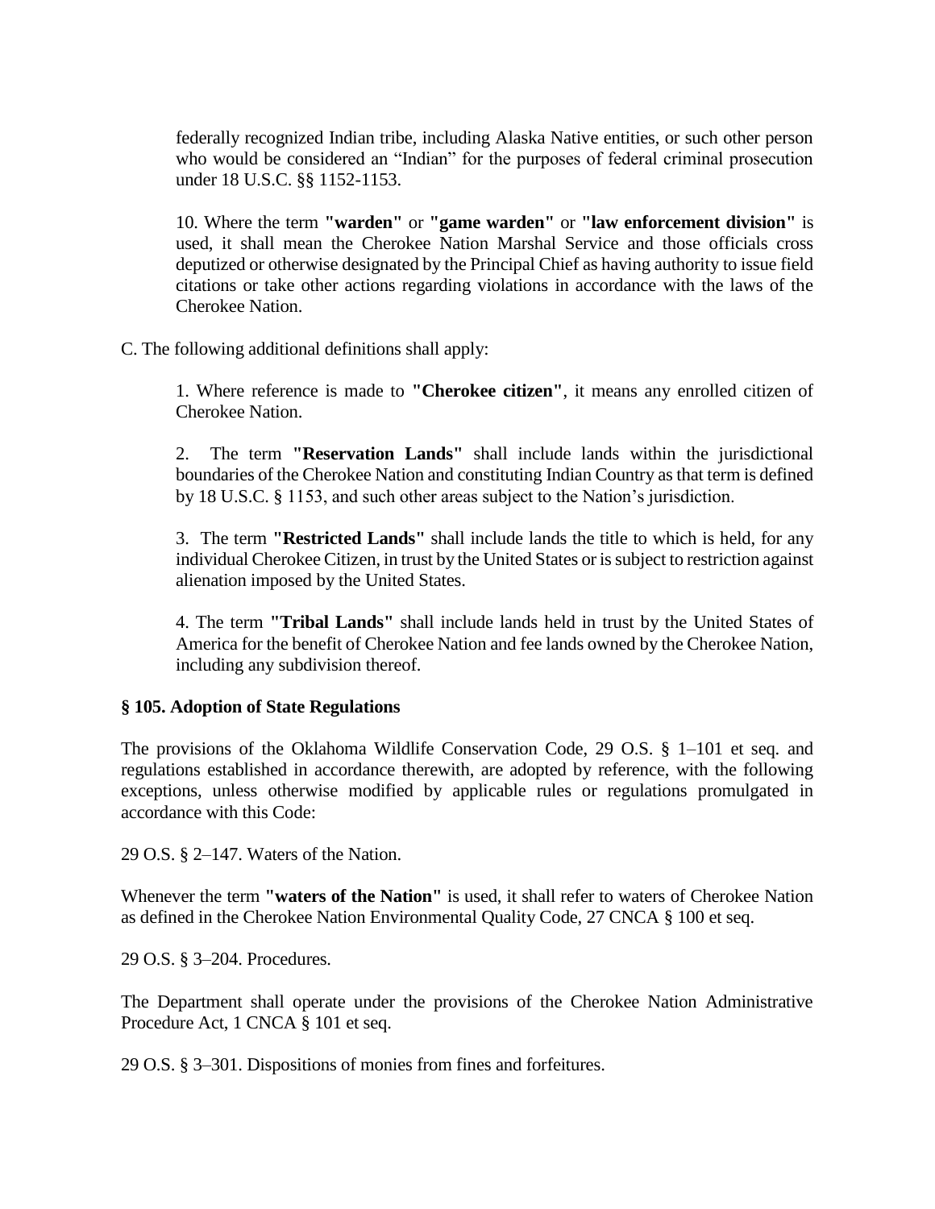federally recognized Indian tribe, including Alaska Native entities, or such other person who would be considered an "Indian" for the purposes of federal criminal prosecution under 18 U.S.C. §§ 1152-1153.

10. Where the term **"warden"** or **"game warden"** or **"law enforcement division"** is used, it shall mean the Cherokee Nation Marshal Service and those officials cross deputized or otherwise designated by the Principal Chief as having authority to issue field citations or take other actions regarding violations in accordance with the laws of the Cherokee Nation.

C. The following additional definitions shall apply:

1. Where reference is made to **"Cherokee citizen"**, it means any enrolled citizen of Cherokee Nation.

2. The term **"Reservation Lands"** shall include lands within the jurisdictional boundaries of the Cherokee Nation and constituting Indian Country as that term is defined by 18 U.S.C. § 1153, and such other areas subject to the Nation's jurisdiction.

3. The term **"Restricted Lands"** shall include lands the title to which is held, for any individual Cherokee Citizen, in trust by the United States or is subject to restriction against alienation imposed by the United States.

4. The term **"Tribal Lands"** shall include lands held in trust by the United States of America for the benefit of Cherokee Nation and fee lands owned by the Cherokee Nation, including any subdivision thereof.

**§ 105. Adoption of State Regulations**

The provisions of the Oklahoma Wildlife Conservation Code, 29 O.S. § 1–101 et seq. and regulations established in accordance therewith, are adopted by reference, with the following exceptions, unless otherwise modified by applicable rules or regulations promulgated in accordance with this Code:

29 O.S. § 2–147. Waters of the Nation.

Whenever the term **"waters of the Nation"** is used, it shall refer to waters of Cherokee Nation as defined in the Cherokee Nation Environmental Quality Code, 27 CNCA § 100 et seq.

29 O.S. § 3–204. Procedures.

The Department shall operate under the provisions of the Cherokee Nation Administrative Procedure Act, 1 CNCA § 101 et seq.

29 O.S. § 3–301. Dispositions of monies from fines and forfeitures.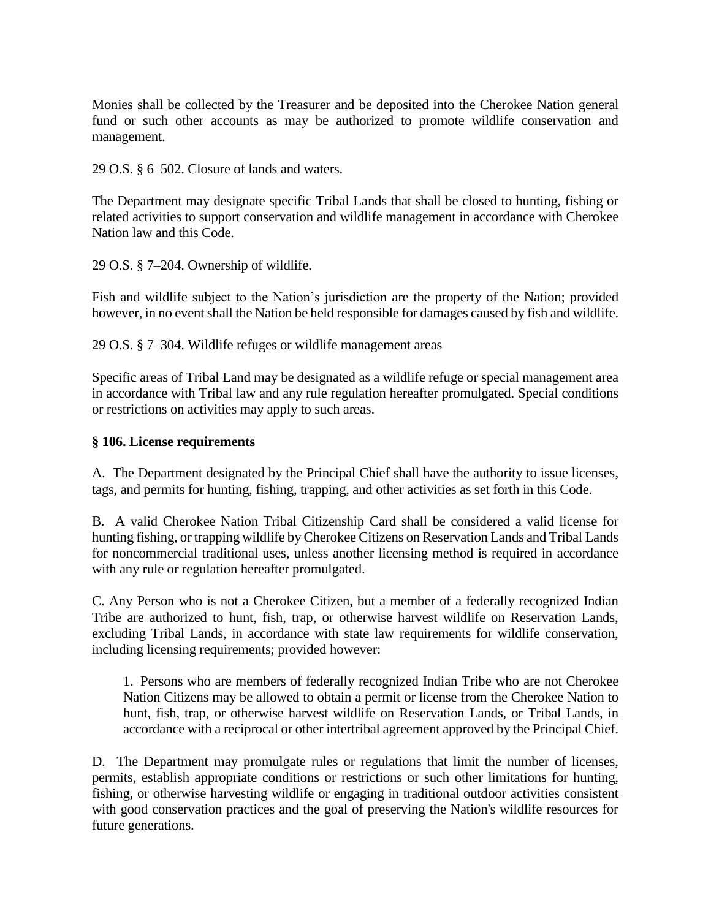Monies shall be collected by the Treasurer and be deposited into the Cherokee Nation general fund or such other accounts as may be authorized to promote wildlife conservation and management.

29 O.S. § 6–502. Closure of lands and waters.

The Department may designate specific Tribal Lands that shall be closed to hunting, fishing or related activities to support conservation and wildlife management in accordance with Cherokee Nation law and this Code.

29 O.S. § 7–204. Ownership of wildlife.

Fish and wildlife subject to the Nation's jurisdiction are the property of the Nation; provided however, in no event shall the Nation be held responsible for damages caused by fish and wildlife.

29 O.S. § 7–304. Wildlife refuges or wildlife management areas

Specific areas of Tribal Land may be designated as a wildlife refuge or special management area in accordance with Tribal law and any rule regulation hereafter promulgated. Special conditions or restrictions on activities may apply to such areas.

**§ 106. License requirements**

A. The Department designated by the Principal Chief shall have the authority to issue licenses, tags, and permits for hunting, fishing, trapping, and other activities as set forth in this Code.

B. A valid Cherokee Nation Tribal Citizenship Card shall be considered a valid license for hunting fishing, or trapping wildlife by Cherokee Citizens on Reservation Lands and Tribal Lands for noncommercial traditional uses, unless another licensing method is required in accordance with any rule or regulation hereafter promulgated.

C. Any Person who is not a Cherokee Citizen, but a member of a federally recognized Indian Tribe are authorized to hunt, fish, trap, or otherwise harvest wildlife on Reservation Lands, excluding Tribal Lands, in accordance with state law requirements for wildlife conservation, including licensing requirements; provided however:

> 1. Persons who are members of federally recognized Indian Tribe who are not Cherokee Nation Citizens may be allowed to obtain a permit or license from the Cherokee Nation to hunt, fish, trap, or otherwise harvest wildlife on Reservation Lands, or Tribal Lands, in accordance with a reciprocal or other intertribal agreement approved by the Principal Chief.

D. The Department may promulgate rules or regulations that limit the number of licenses, permits, establish appropriate conditions or restrictions or such other limitations for hunting, fishing, or otherwise harvesting wildlife or engaging in traditional outdoor activities consistent with good conservation practices and the goal of preserving the Nation's wildlife resources for future generations.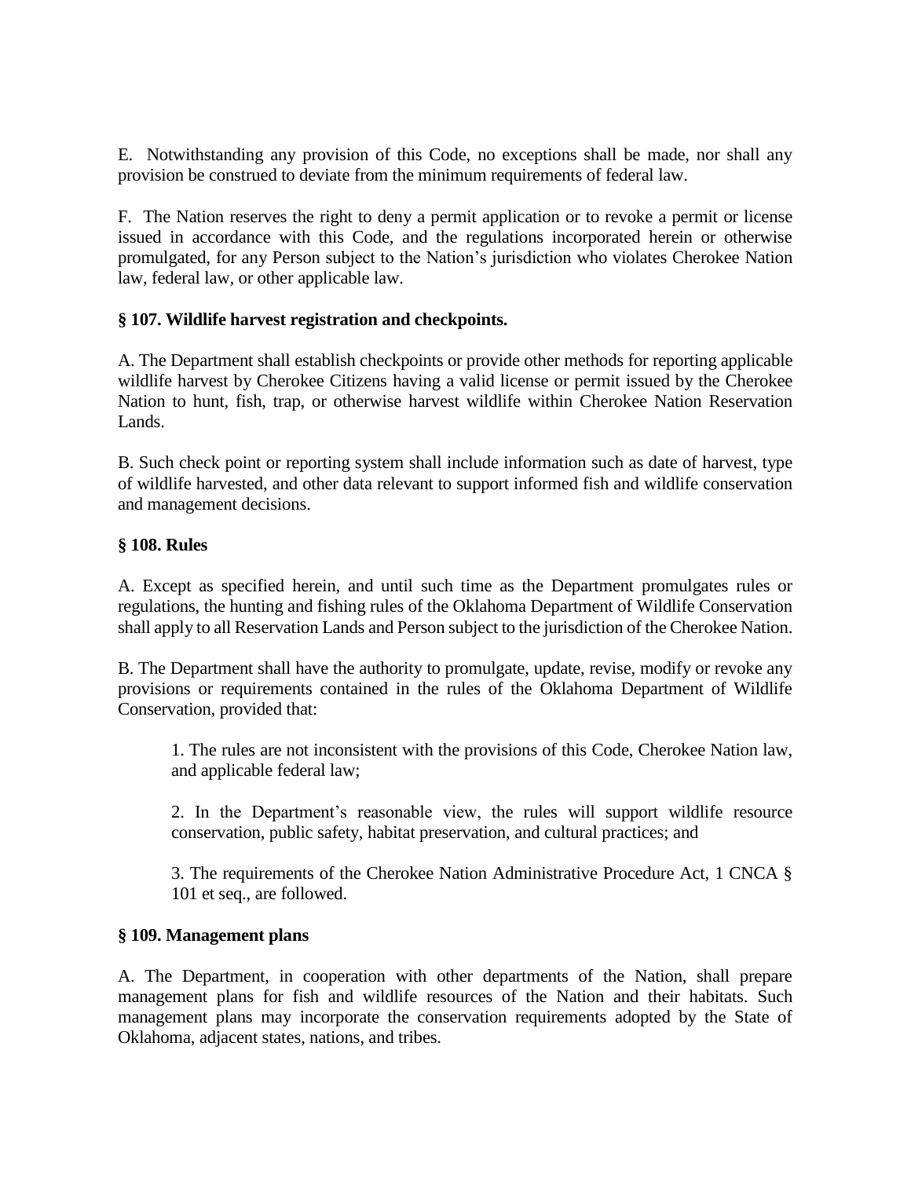E. Notwithstanding any provision of this Code, no exceptions shall be made, nor shall any provision be construed to deviate from the minimum requirements of federal law.

F. The Nation reserves the right to deny a permit application or to revoke a permit or license issued in accordance with this Code, and the regulations incorporated herein or otherwise promulgated, for any Person subject to the Nation's jurisdiction who violates Cherokee Nation law, federal law, or other applicable law.

### § 107. Wildlife harvest registration and checkpoints.

A. The Department shall establish checkpoints or provide other methods for reporting applicable wildlife harvest by Cherokee Citizens having a valid license or permit issued by the Cherokee Nation to hunt, fish, trap, or otherwise harvest wildlife within Cherokee Nation Reservation Lands.

B. Such check point or reporting system shall include information such as date of harvest, type of wildlife harvested, and other data relevant to support informed fish and wildlife conservation and management decisions.

### § 108. Rules

A. Except as specified herein, and until such time as the Department promulgates rules or regulations, the hunting and fishing rules of the Oklahoma Department of Wildlife Conservation shall apply to all Reservation Lands and Person subject to the jurisdiction of the Cherokee Nation.

B. The Department shall have the authority to promulgate, update, revise, modify or revoke any provisions or requirements contained in the rules of the Oklahoma Department of Wildlife Conservation, provided that:

1. The rules are not inconsistent with the provisions of this Code, Cherokee Nation law, and applicable federal law;

2. In the Department's reasonable view, the rules will support wildlife resource conservation, public safety, habitat preservation, and cultural practices; and

3. The requirements of the Cherokee Nation Administrative Procedure Act, 1 CNCA § 101 et seq., are followed.

### § 109. Management plans

A. The Department, in cooperation with other departments of the Nation, shall prepare management plans for fish and wildlife resources of the Nation and their habitats. Such management plans may incorporate the conservation requirements adopted by the State of Oklahoma, adjacent states, nations, and tribes.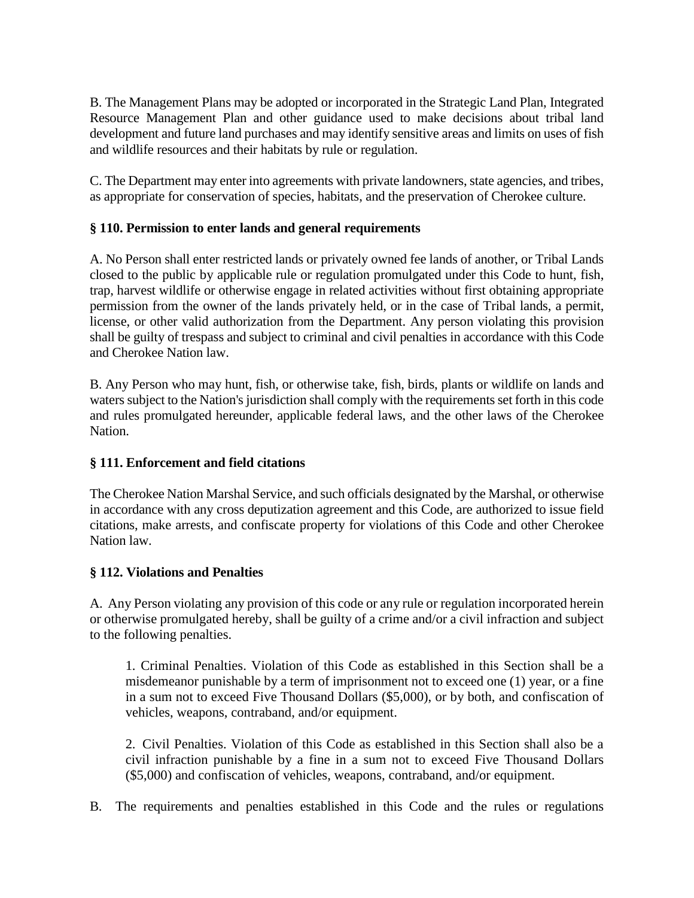B. The Management Plans may be adopted or incorporated in the Strategic Land Plan, Integrated Resource Management Plan and other guidance used to make decisions about tribal land development and future land purchases and may identify sensitive areas and limits on uses of fish and wildlife resources and their habitats by rule or regulation.

C. The Department may enter into agreements with private landowners, state agencies, and tribes, as appropriate for conservation of species, habitats, and the preservation of Cherokee culture.

### § 110. Permission to enter lands and general requirements

A. No Person shall enter restricted lands or privately owned fee lands of another, or Tribal Lands closed to the public by applicable rule or regulation promulgated under this Code to hunt, fish, trap, harvest wildlife or otherwise engage in related activities without first obtaining appropriate permission from the owner of the lands privately held, or in the case of Tribal lands, a permit, license, or other valid authorization from the Department. Any person violating this provision shall be guilty of trespass and subject to criminal and civil penalties in accordance with this Code and Cherokee Nation law.

B. Any Person who may hunt, fish, or otherwise take, fish, birds, plants or wildlife on lands and waters subject to the Nation's jurisdiction shall comply with the requirements set forth in this code and rules promulgated hereunder, applicable federal laws, and the other laws of the Cherokee Nation.

### § 111. Enforcement and field citations

The Cherokee Nation Marshal Service, and such officials designated by the Marshal, or otherwise in accordance with any cross deputization agreement and this Code, are authorized to issue field citations, make arrests, and confiscate property for violations of this Code and other Cherokee Nation law.

### § 112. Violations and Penalties

A. Any Person violating any provision of this code or any rule or regulation incorporated herein or otherwise promulgated hereby, shall be guilty of a crime and/or a civil infraction and subject to the following penalties.

1. Criminal Penalties. Violation of this Code as established in this Section shall be a misdemeanor punishable by a term of imprisonment not to exceed one (1) year, or a fine in a sum not to exceed Five Thousand Dollars ($5,000), or by both, and confiscation of vehicles, weapons, contraband, and/or equipment.

2. Civil Penalties. Violation of this Code as established in this Section shall also be a civil infraction punishable by a fine in a sum not to exceed Five Thousand Dollars ($5,000) and confiscation of vehicles, weapons, contraband, and/or equipment.

B. The requirements and penalties established in this Code and the rules or regulations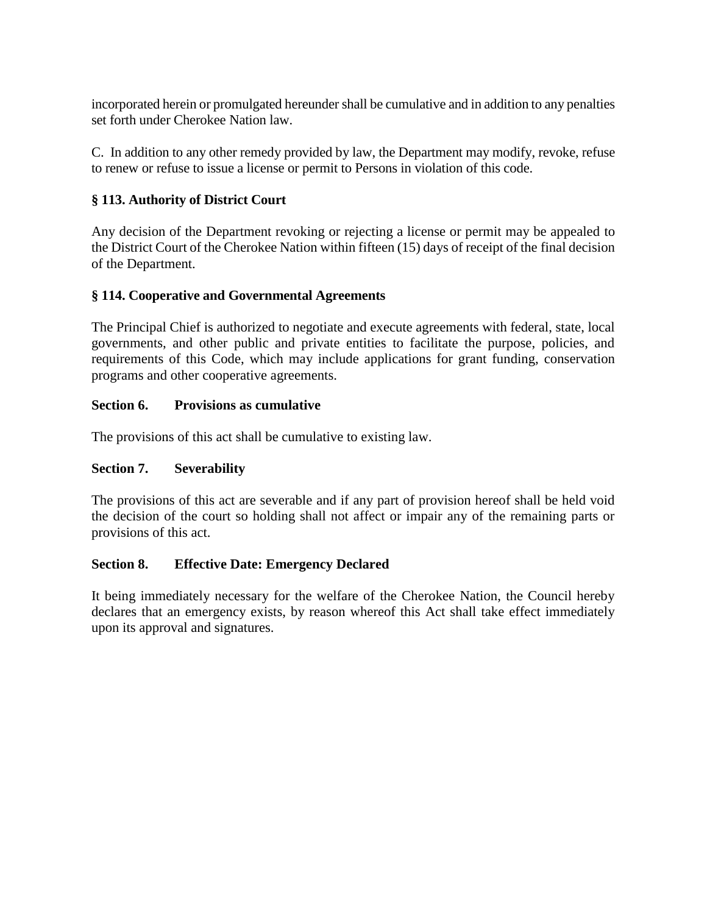incorporated herein or promulgated hereunder shall be cumulative and in addition to any penalties set forth under Cherokee Nation law.

C. In addition to any other remedy provided by law, the Department may modify, revoke, refuse to renew or refuse to issue a license or permit to Persons in violation of this code.

**§ 113. Authority of District Court**

Any decision of the Department revoking or rejecting a license or permit may be appealed to the District Court of the Cherokee Nation within fifteen (15) days of receipt of the final decision of the Department.

**§ 114. Cooperative and Governmental Agreements**

The Principal Chief is authorized to negotiate and execute agreements with federal, state, local governments, and other public and private entities to facilitate the purpose, policies, and requirements of this Code, which may include applications for grant funding, conservation programs and other cooperative agreements.

**Section 6. Provisions as cumulative**

The provisions of this act shall be cumulative to existing law.

**Section 7. Severability**

The provisions of this act are severable and if any part of provision hereof shall be held void the decision of the court so holding shall not affect or impair any of the remaining parts or provisions of this act.

**Section 8. Effective Date: Emergency Declared**

It being immediately necessary for the welfare of the Cherokee Nation, the Council hereby declares that an emergency exists, by reason whereof this Act shall take effect immediately upon its approval and signatures.